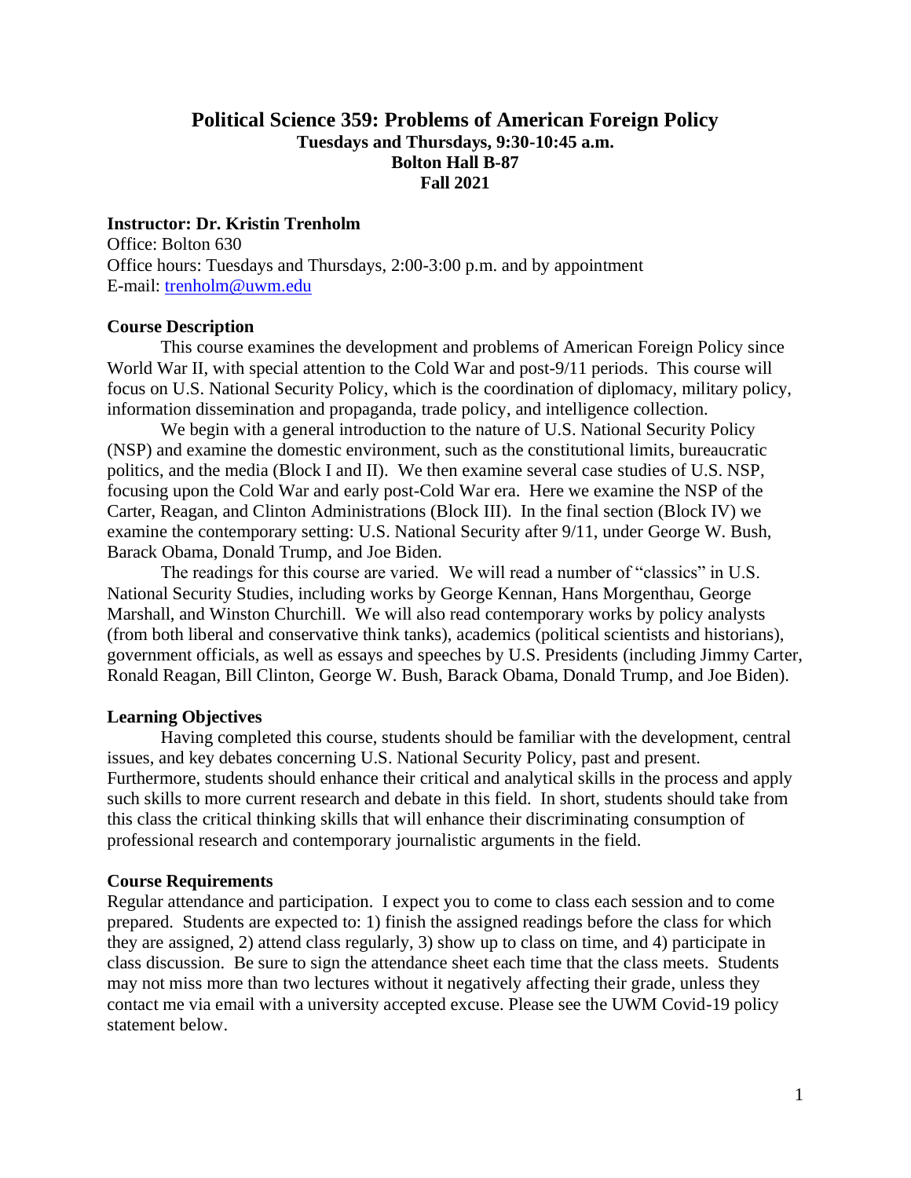# Political Science 359: Problems of American Foreign Policy

**Tuesdays and Thursdays, 9:30-10:45 a.m.**
**Bolton Hall B-87**
**Fall 2021**

**Instructor: Dr. Kristin Trenholm**
Office: Bolton 630
Office hours: Tuesdays and Thursdays, 2:00-3:00 p.m. and by appointment
E-mail: trenholm@uwm.edu

## Course Description

This course examines the development and problems of American Foreign Policy since World War II, with special attention to the Cold War and post-9/11 periods. This course will focus on U.S. National Security Policy, which is the coordination of diplomacy, military policy, information dissemination and propaganda, trade policy, and intelligence collection.

We begin with a general introduction to the nature of U.S. National Security Policy (NSP) and examine the domestic environment, such as the constitutional limits, bureaucratic politics, and the media (Block I and II). We then examine several case studies of U.S. NSP, focusing upon the Cold War and early post-Cold War era. Here we examine the NSP of the Carter, Reagan, and Clinton Administrations (Block III). In the final section (Block IV) we examine the contemporary setting: U.S. National Security after 9/11, under George W. Bush, Barack Obama, Donald Trump, and Joe Biden.

The readings for this course are varied. We will read a number of "classics" in U.S. National Security Studies, including works by George Kennan, Hans Morgenthau, George Marshall, and Winston Churchill. We will also read contemporary works by policy analysts (from both liberal and conservative think tanks), academics (political scientists and historians), government officials, as well as essays and speeches by U.S. Presidents (including Jimmy Carter, Ronald Reagan, Bill Clinton, George W. Bush, Barack Obama, Donald Trump, and Joe Biden).

## Learning Objectives

Having completed this course, students should be familiar with the development, central issues, and key debates concerning U.S. National Security Policy, past and present. Furthermore, students should enhance their critical and analytical skills in the process and apply such skills to more current research and debate in this field. In short, students should take from this class the critical thinking skills that will enhance their discriminating consumption of professional research and contemporary journalistic arguments in the field.

## Course Requirements

Regular attendance and participation. I expect you to come to class each session and to come prepared. Students are expected to: 1) finish the assigned readings before the class for which they are assigned, 2) attend class regularly, 3) show up to class on time, and 4) participate in class discussion. Be sure to sign the attendance sheet each time that the class meets. Students may not miss more than two lectures without it negatively affecting their grade, unless they contact me via email with a university accepted excuse. Please see the UWM Covid-19 policy statement below.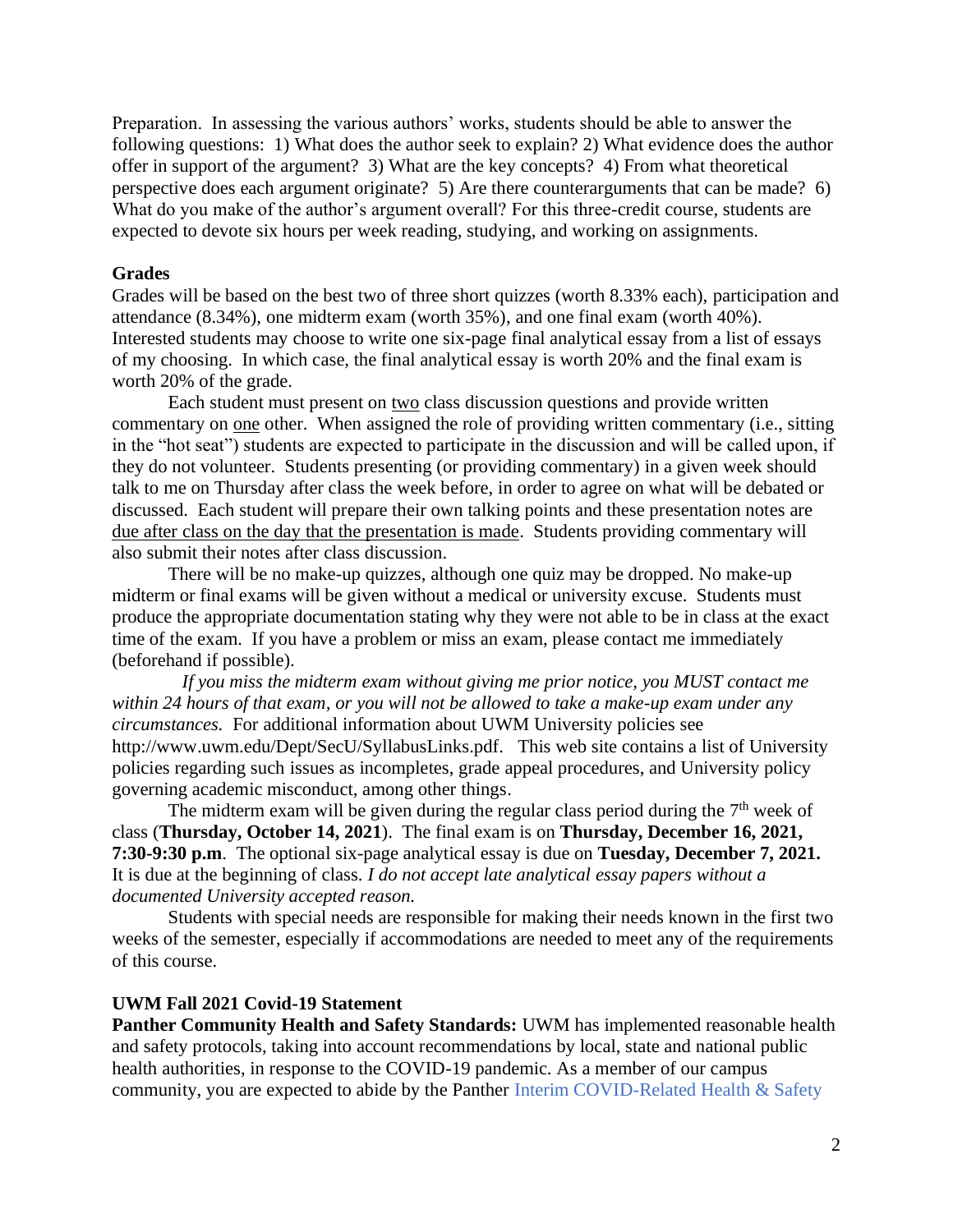Preparation. In assessing the various authors' works, students should be able to answer the following questions: 1) What does the author seek to explain? 2) What evidence does the author offer in support of the argument? 3) What are the key concepts? 4) From what theoretical perspective does each argument originate? 5) Are there counterarguments that can be made? 6) What do you make of the author's argument overall? For this three-credit course, students are expected to devote six hours per week reading, studying, and working on assignments.

**Grades**

Grades will be based on the best two of three short quizzes (worth 8.33% each), participation and attendance (8.34%), one midterm exam (worth 35%), and one final exam (worth 40%). Interested students may choose to write one six-page final analytical essay from a list of essays of my choosing. In which case, the final analytical essay is worth 20% and the final exam is worth 20% of the grade.

Each student must present on two class discussion questions and provide written commentary on one other. When assigned the role of providing written commentary (i.e., sitting in the "hot seat") students are expected to participate in the discussion and will be called upon, if they do not volunteer. Students presenting (or providing commentary) in a given week should talk to me on Thursday after class the week before, in order to agree on what will be debated or discussed. Each student will prepare their own talking points and these presentation notes are due after class on the day that the presentation is made. Students providing commentary will also submit their notes after class discussion.

There will be no make-up quizzes, although one quiz may be dropped. No make-up midterm or final exams will be given without a medical or university excuse. Students must produce the appropriate documentation stating why they were not able to be in class at the exact time of the exam. If you have a problem or miss an exam, please contact me immediately (beforehand if possible).

*If you miss the midterm exam without giving me prior notice, you MUST contact me within 24 hours of that exam, or you will not be allowed to take a make-up exam under any circumstances.* For additional information about UWM University policies see http://www.uwm.edu/Dept/SecU/SyllabusLinks.pdf. This web site contains a list of University policies regarding such issues as incompletes, grade appeal procedures, and University policy governing academic misconduct, among other things.

The midterm exam will be given during the regular class period during the 7th week of class (**Thursday, October 14, 2021**). The final exam is on **Thursday, December 16, 2021, 7:30-9:30 p.m**. The optional six-page analytical essay is due on **Tuesday, December 7, 2021.** It is due at the beginning of class. *I do not accept late analytical essay papers without a documented University accepted reason.*

Students with special needs are responsible for making their needs known in the first two weeks of the semester, especially if accommodations are needed to meet any of the requirements of this course.

**UWM Fall 2021 Covid-19 Statement**

**Panther Community Health and Safety Standards:** UWM has implemented reasonable health and safety protocols, taking into account recommendations by local, state and national public health authorities, in response to the COVID-19 pandemic. As a member of our campus community, you are expected to abide by the Panther Interim COVID-Related Health & Safety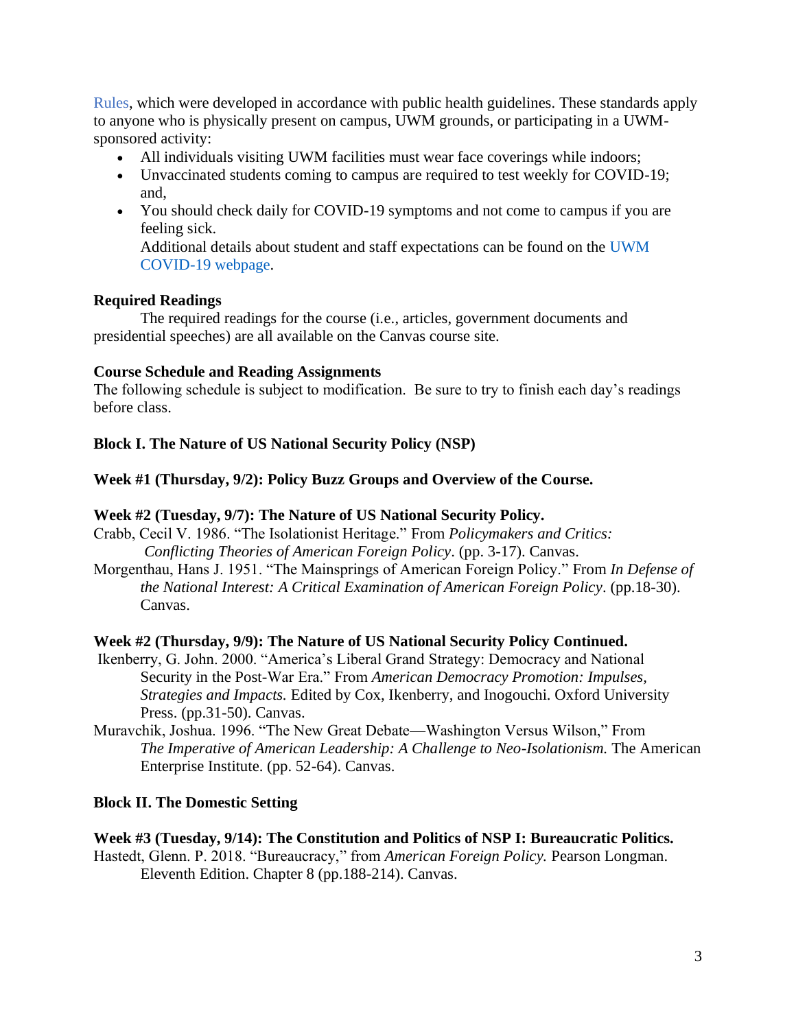Rules, which were developed in accordance with public health guidelines. These standards apply to anyone who is physically present on campus, UWM grounds, or participating in a UWM-sponsored activity:

- All individuals visiting UWM facilities must wear face coverings while indoors;
- Unvaccinated students coming to campus are required to test weekly for COVID-19; and,
- You should check daily for COVID-19 symptoms and not come to campus if you are feeling sick.
  Additional details about student and staff expectations can be found on the UWM COVID-19 webpage.

**Required Readings**

The required readings for the course (i.e., articles, government documents and presidential speeches) are all available on the Canvas course site.

**Course Schedule and Reading Assignments**

The following schedule is subject to modification. Be sure to try to finish each day's readings before class.

**Block I. The Nature of US National Security Policy (NSP)**

**Week #1 (Thursday, 9/2): Policy Buzz Groups and Overview of the Course.**

**Week #2 (Tuesday, 9/7): The Nature of US National Security Policy.**

Crabb, Cecil V. 1986. "The Isolationist Heritage." From *Policymakers and Critics: Conflicting Theories of American Foreign Policy*. (pp. 3-17). Canvas.

Morgenthau, Hans J. 1951. "The Mainsprings of American Foreign Policy." From *In Defense of the National Interest: A Critical Examination of American Foreign Policy*. (pp.18-30). Canvas.

**Week #2 (Thursday, 9/9): The Nature of US National Security Policy Continued.**

Ikenberry, G. John. 2000. "America's Liberal Grand Strategy: Democracy and National Security in the Post-War Era." From *American Democracy Promotion: Impulses, Strategies and Impacts.* Edited by Cox, Ikenberry, and Inogouchi. Oxford University Press. (pp.31-50). Canvas.

Muravchik, Joshua. 1996. "The New Great Debate—Washington Versus Wilson," From *The Imperative of American Leadership: A Challenge to Neo-Isolationism.* The American Enterprise Institute. (pp. 52-64). Canvas.

**Block II. The Domestic Setting**

**Week #3 (Tuesday, 9/14): The Constitution and Politics of NSP I: Bureaucratic Politics.**

Hastedt, Glenn. P. 2018. "Bureaucracy," from *American Foreign Policy.* Pearson Longman. Eleventh Edition. Chapter 8 (pp.188-214). Canvas.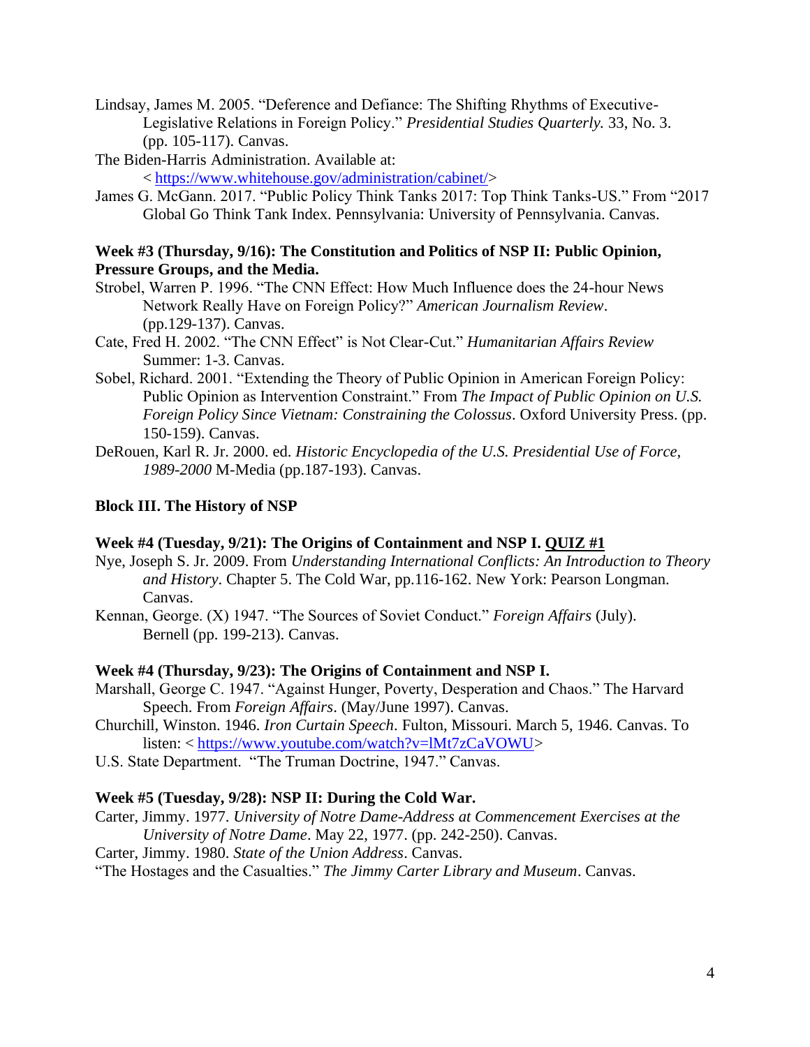Lindsay, James M. 2005. "Deference and Defiance: The Shifting Rhythms of Executive-Legislative Relations in Foreign Policy." *Presidential Studies Quarterly.* 33, No. 3. (pp. 105-117). Canvas.

The Biden-Harris Administration. Available at: < https://www.whitehouse.gov/administration/cabinet/>

James G. McGann. 2017. "Public Policy Think Tanks 2017: Top Think Tanks-US." From "2017 Global Go Think Tank Index. Pennsylvania: University of Pennsylvania. Canvas.

**Week #3 (Thursday, 9/16): The Constitution and Politics of NSP II: Public Opinion, Pressure Groups, and the Media.**

Strobel, Warren P. 1996. "The CNN Effect: How Much Influence does the 24-hour News Network Really Have on Foreign Policy?" *American Journalism Review*. (pp.129-137). Canvas.

Cate, Fred H. 2002. "The CNN Effect" is Not Clear-Cut." *Humanitarian Affairs Review* Summer: 1-3. Canvas.

Sobel, Richard. 2001. "Extending the Theory of Public Opinion in American Foreign Policy: Public Opinion as Intervention Constraint." From *The Impact of Public Opinion on U.S. Foreign Policy Since Vietnam: Constraining the Colossus*. Oxford University Press. (pp. 150-159). Canvas.

DeRouen, Karl R. Jr. 2000. ed. *Historic Encyclopedia of the U.S. Presidential Use of Force, 1989-2000* M-Media (pp.187-193). Canvas.

**Block III. The History of NSP**

**Week #4 (Tuesday, 9/21): The Origins of Containment and NSP I. <u>QUIZ #1</u>**

Nye, Joseph S. Jr. 2009. From *Understanding International Conflicts: An Introduction to Theory and History*. Chapter 5. The Cold War, pp.116-162. New York: Pearson Longman. Canvas.

Kennan, George. (X) 1947. "The Sources of Soviet Conduct." *Foreign Affairs* (July). Bernell (pp. 199-213). Canvas.

**Week #4 (Thursday, 9/23): The Origins of Containment and NSP I.**

Marshall, George C. 1947. "Against Hunger, Poverty, Desperation and Chaos." The Harvard Speech. From *Foreign Affairs*. (May/June 1997). Canvas.

Churchill, Winston. 1946. *Iron Curtain Speech*. Fulton, Missouri. March 5, 1946. Canvas. To listen: < https://www.youtube.com/watch?v=lMt7zCaVOWU>

U.S. State Department. "The Truman Doctrine, 1947." Canvas.

**Week #5 (Tuesday, 9/28): NSP II: During the Cold War.**

Carter, Jimmy. 1977. *University of Notre Dame-Address at Commencement Exercises at the University of Notre Dame*. May 22, 1977. (pp. 242-250). Canvas.

Carter, Jimmy. 1980. *State of the Union Address*. Canvas.

"The Hostages and the Casualties." *The Jimmy Carter Library and Museum*. Canvas.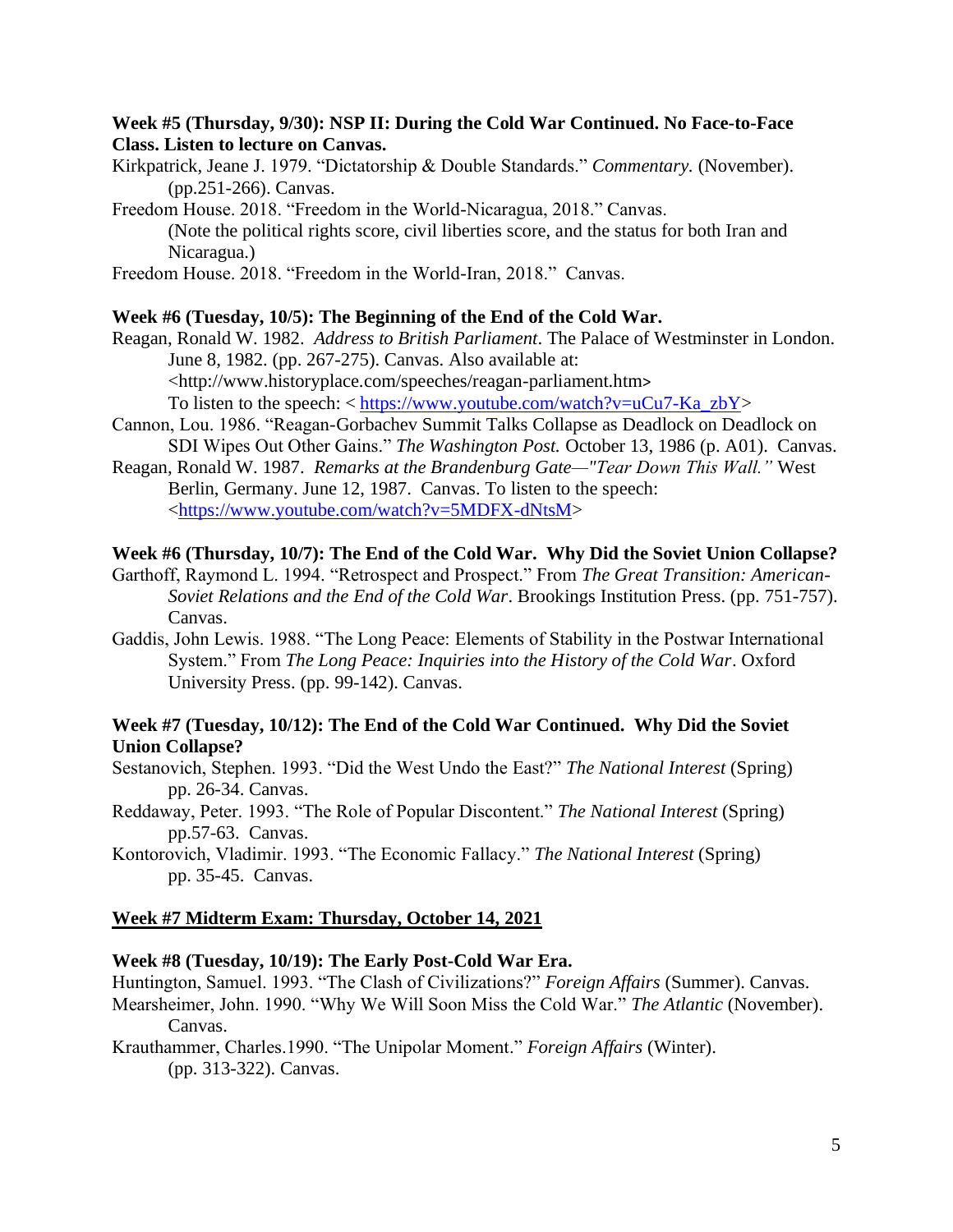**Week #5 (Thursday, 9/30): NSP II: During the Cold War Continued. No Face-to-Face Class. Listen to lecture on Canvas.**

Kirkpatrick, Jeane J. 1979. "Dictatorship & Double Standards." *Commentary.* (November). (pp.251-266). Canvas.

Freedom House. 2018. "Freedom in the World-Nicaragua, 2018." Canvas.
(Note the political rights score, civil liberties score, and the status for both Iran and Nicaragua.)

Freedom House. 2018. "Freedom in the World-Iran, 2018." Canvas.

**Week #6 (Tuesday, 10/5): The Beginning of the End of the Cold War.**

Reagan, Ronald W. 1982. *Address to British Parliament*. The Palace of Westminster in London. June 8, 1982. (pp. 267-275). Canvas. Also available at: <http://www.historyplace.com/speeches/reagan-parliament.htm>
To listen to the speech: < https://www.youtube.com/watch?v=uCu7-Ka_zbY>

Cannon, Lou. 1986. "Reagan-Gorbachev Summit Talks Collapse as Deadlock on Deadlock on SDI Wipes Out Other Gains." *The Washington Post.* October 13, 1986 (p. A01). Canvas.

Reagan, Ronald W. 1987. *Remarks at the Brandenburg Gate—"Tear Down This Wall."* West Berlin, Germany. June 12, 1987. Canvas. To listen to the speech: <https://www.youtube.com/watch?v=5MDFX-dNtsM>

**Week #6 (Thursday, 10/7): The End of the Cold War. Why Did the Soviet Union Collapse?**

Garthoff, Raymond L. 1994. "Retrospect and Prospect." From *The Great Transition: American-Soviet Relations and the End of the Cold War*. Brookings Institution Press. (pp. 751-757). Canvas.

Gaddis, John Lewis. 1988. "The Long Peace: Elements of Stability in the Postwar International System." From *The Long Peace: Inquiries into the History of the Cold War*. Oxford University Press. (pp. 99-142). Canvas.

**Week #7 (Tuesday, 10/12): The End of the Cold War Continued. Why Did the Soviet Union Collapse?**

Sestanovich, Stephen. 1993. "Did the West Undo the East?" *The National Interest* (Spring) pp. 26-34. Canvas.

Reddaway, Peter. 1993. "The Role of Popular Discontent." *The National Interest* (Spring) pp.57-63. Canvas.

Kontorovich, Vladimir. 1993. "The Economic Fallacy." *The National Interest* (Spring) pp. 35-45. Canvas.

**<u>Week #7 Midterm Exam: Thursday, October 14, 2021</u>**

**Week #8 (Tuesday, 10/19): The Early Post-Cold War Era.**

Huntington, Samuel. 1993. "The Clash of Civilizations?" *Foreign Affairs* (Summer). Canvas.

Mearsheimer, John. 1990. "Why We Will Soon Miss the Cold War." *The Atlantic* (November). Canvas.

Krauthammer, Charles.1990. "The Unipolar Moment." *Foreign Affairs* (Winter). (pp. 313-322). Canvas.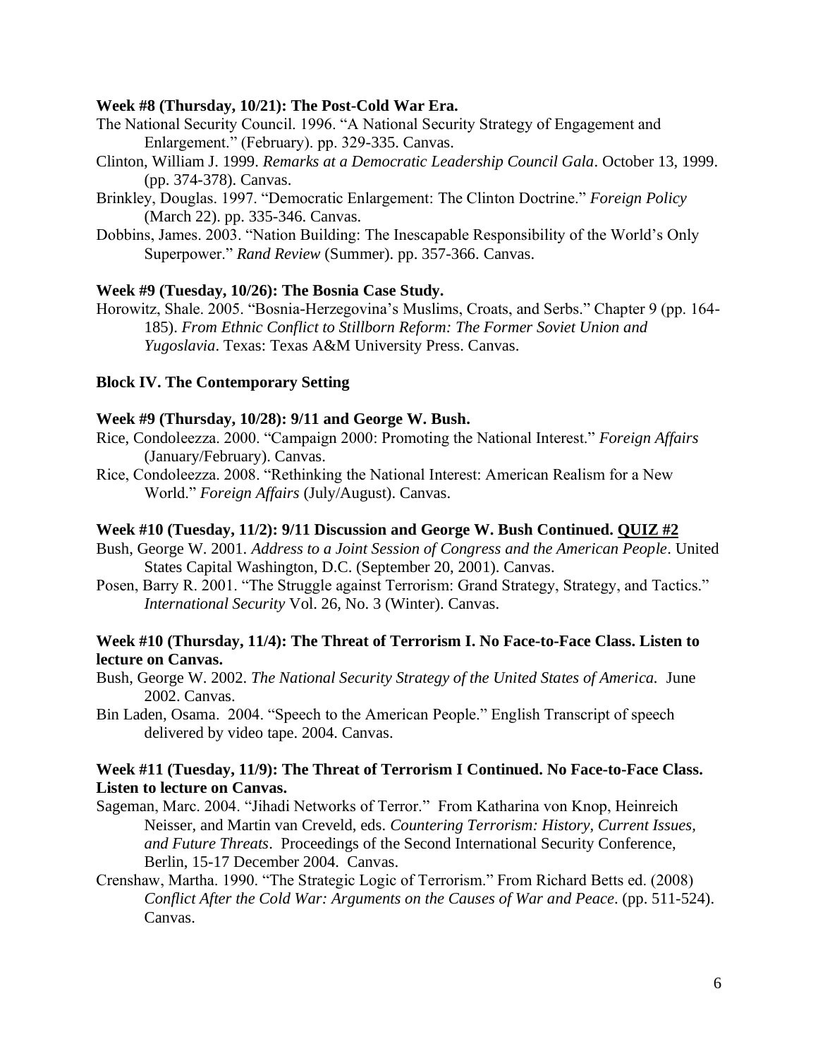**Week #8 (Thursday, 10/21): The Post-Cold War Era.**

The National Security Council. 1996. "A National Security Strategy of Engagement and Enlargement." (February). pp. 329-335. Canvas.

Clinton, William J. 1999. *Remarks at a Democratic Leadership Council Gala*. October 13, 1999. (pp. 374-378). Canvas.

Brinkley, Douglas. 1997. "Democratic Enlargement: The Clinton Doctrine." *Foreign Policy* (March 22). pp. 335-346. Canvas.

Dobbins, James. 2003. "Nation Building: The Inescapable Responsibility of the World's Only Superpower." *Rand Review* (Summer). pp. 357-366. Canvas.

**Week #9 (Tuesday, 10/26): The Bosnia Case Study.**

Horowitz, Shale. 2005. "Bosnia-Herzegovina's Muslims, Croats, and Serbs." Chapter 9 (pp. 164-185). *From Ethnic Conflict to Stillborn Reform: The Former Soviet Union and Yugoslavia*. Texas: Texas A&M University Press. Canvas.

**Block IV. The Contemporary Setting**

**Week #9 (Thursday, 10/28): 9/11 and George W. Bush.**

Rice, Condoleezza. 2000. "Campaign 2000: Promoting the National Interest." *Foreign Affairs* (January/February). Canvas.

Rice, Condoleezza. 2008. "Rethinking the National Interest: American Realism for a New World." *Foreign Affairs* (July/August). Canvas.

**Week #10 (Tuesday, 11/2): 9/11 Discussion and George W. Bush Continued. QUIZ #2**

Bush, George W. 2001. *Address to a Joint Session of Congress and the American People*. United States Capital Washington, D.C. (September 20, 2001). Canvas.

Posen, Barry R. 2001. "The Struggle against Terrorism: Grand Strategy, Strategy, and Tactics." *International Security* Vol. 26, No. 3 (Winter). Canvas.

**Week #10 (Thursday, 11/4): The Threat of Terrorism I. No Face-to-Face Class. Listen to lecture on Canvas.**

Bush, George W. 2002. *The National Security Strategy of the United States of America.* June 2002. Canvas.

Bin Laden, Osama. 2004. "Speech to the American People." English Transcript of speech delivered by video tape. 2004. Canvas.

**Week #11 (Tuesday, 11/9): The Threat of Terrorism I Continued. No Face-to-Face Class. Listen to lecture on Canvas.**

Sageman, Marc. 2004. "Jihadi Networks of Terror." From Katharina von Knop, Heinreich Neisser, and Martin van Creveld, eds. *Countering Terrorism: History, Current Issues, and Future Threats*. Proceedings of the Second International Security Conference, Berlin, 15-17 December 2004. Canvas.

Crenshaw, Martha. 1990. "The Strategic Logic of Terrorism." From Richard Betts ed. (2008) *Conflict After the Cold War: Arguments on the Causes of War and Peace*. (pp. 511-524). Canvas.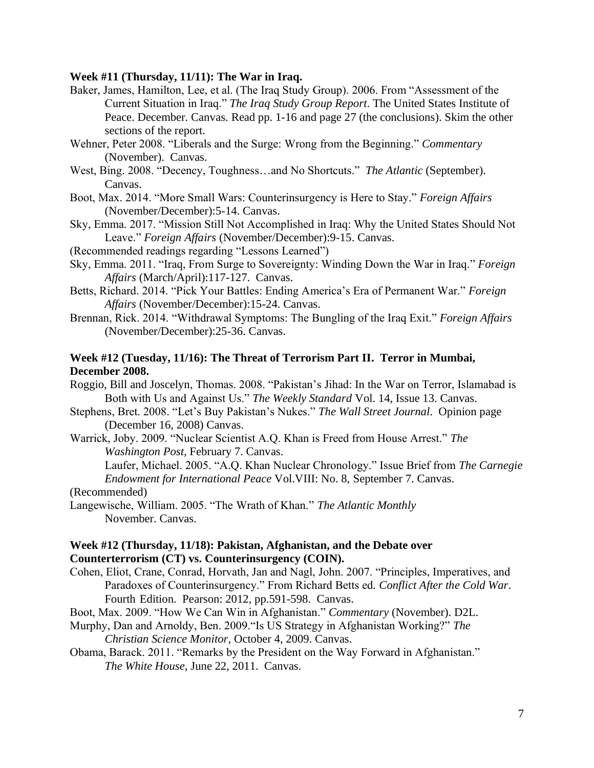**Week #11 (Thursday, 11/11): The War in Iraq.**

Baker, James, Hamilton, Lee, et al. (The Iraq Study Group). 2006. From "Assessment of the Current Situation in Iraq." *The Iraq Study Group Report.* The United States Institute of Peace. December. Canvas. Read pp. 1-16 and page 27 (the conclusions). Skim the other sections of the report.

Wehner, Peter 2008. "Liberals and the Surge: Wrong from the Beginning." *Commentary* (November). Canvas.

West, Bing. 2008. "Decency, Toughness…and No Shortcuts." *The Atlantic* (September). Canvas.

Boot, Max. 2014. "More Small Wars: Counterinsurgency is Here to Stay." *Foreign Affairs* (November/December):5-14. Canvas.

Sky, Emma. 2017. "Mission Still Not Accomplished in Iraq: Why the United States Should Not Leave." *Foreign Affairs* (November/December):9-15. Canvas.

(Recommended readings regarding "Lessons Learned")

Sky, Emma. 2011. "Iraq, From Surge to Sovereignty: Winding Down the War in Iraq." *Foreign Affairs* (March/April):117-127. Canvas.

Betts, Richard. 2014. "Pick Your Battles: Ending America's Era of Permanent War." *Foreign Affairs* (November/December):15-24. Canvas.

Brennan, Rick. 2014. "Withdrawal Symptoms: The Bungling of the Iraq Exit." *Foreign Affairs* (November/December):25-36. Canvas.

**Week #12 (Tuesday, 11/16): The Threat of Terrorism Part II. Terror in Mumbai, December 2008.**

Roggio, Bill and Joscelyn, Thomas. 2008. "Pakistan's Jihad: In the War on Terror, Islamabad is Both with Us and Against Us." *The Weekly Standard* Vol. 14, Issue 13. Canvas.

Stephens, Bret. 2008. "Let's Buy Pakistan's Nukes." *The Wall Street Journal*. Opinion page (December 16, 2008) Canvas.

Warrick, Joby. 2009. "Nuclear Scientist A.Q. Khan is Freed from House Arrest." *The Washington Post,* February 7. Canvas.

Laufer, Michael. 2005. "A.Q. Khan Nuclear Chronology." Issue Brief from *The Carnegie Endowment for International Peace* Vol.VIII: No. 8, September 7. Canvas.

(Recommended)

Langewische, William. 2005. "The Wrath of Khan." *The Atlantic Monthly* November. Canvas.

**Week #12 (Thursday, 11/18): Pakistan, Afghanistan, and the Debate over Counterterrorism (CT) vs. Counterinsurgency (COIN).**

Cohen, Eliot, Crane, Conrad, Horvath, Jan and Nagl, John. 2007. "Principles, Imperatives, and Paradoxes of Counterinsurgency." From Richard Betts ed. *Conflict After the Cold War*. Fourth Edition. Pearson: 2012, pp.591-598. Canvas.

Boot, Max. 2009. "How We Can Win in Afghanistan." *Commentary* (November). D2L.

Murphy, Dan and Arnoldy, Ben. 2009."Is US Strategy in Afghanistan Working?" *The Christian Science Monitor,* October 4, 2009. Canvas.

Obama, Barack. 2011. "Remarks by the President on the Way Forward in Afghanistan." *The White House*, June 22, 2011. Canvas.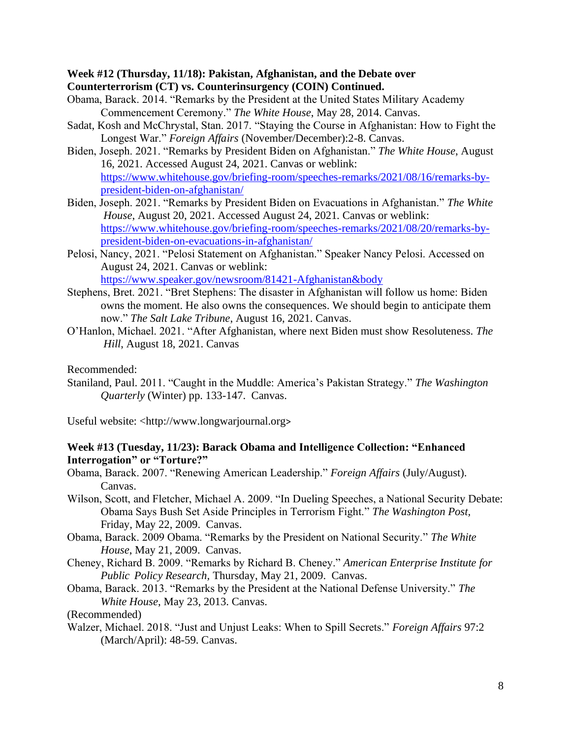**Week #12 (Thursday, 11/18): Pakistan, Afghanistan, and the Debate over Counterterrorism (CT) vs. Counterinsurgency (COIN) Continued.**

Obama, Barack. 2014. "Remarks by the President at the United States Military Academy Commencement Ceremony." *The White House*, May 28, 2014. Canvas.

Sadat, Kosh and McChrystal, Stan. 2017. "Staying the Course in Afghanistan: How to Fight the Longest War." *Foreign Affairs* (November/December):2-8. Canvas.

Biden, Joseph. 2021. "Remarks by President Biden on Afghanistan." *The White House*, August 16, 2021. Accessed August 24, 2021. Canvas or weblink: [https://www.whitehouse.gov/briefing-room/speeches-remarks/2021/08/16/remarks-by-president-biden-on-afghanistan/](https://www.whitehouse.gov/briefing-room/speeches-remarks/2021/08/16/remarks-by-president-biden-on-afghanistan/)

Biden, Joseph. 2021. "Remarks by President Biden on Evacuations in Afghanistan." *The White House*, August 20, 2021. Accessed August 24, 2021. Canvas or weblink: [https://www.whitehouse.gov/briefing-room/speeches-remarks/2021/08/20/remarks-by-president-biden-on-evacuations-in-afghanistan/](https://www.whitehouse.gov/briefing-room/speeches-remarks/2021/08/20/remarks-by-president-biden-on-evacuations-in-afghanistan/)

Pelosi, Nancy, 2021. "Pelosi Statement on Afghanistan." Speaker Nancy Pelosi. Accessed on August 24, 2021. Canvas or weblink: [https://www.speaker.gov/newsroom/81421-Afghanistan&body](https://www.speaker.gov/newsroom/81421-Afghanistan&body)

Stephens, Bret. 2021. "Bret Stephens: The disaster in Afghanistan will follow us home: Biden owns the moment. He also owns the consequences. We should begin to anticipate them now." *The Salt Lake Tribune*, August 16, 2021. Canvas.

O'Hanlon, Michael. 2021. "After Afghanistan, where next Biden must show Resoluteness. *The Hill*, August 18, 2021. Canvas

Recommended:

Staniland, Paul. 2011. "Caught in the Muddle: America's Pakistan Strategy." *The Washington Quarterly* (Winter) pp. 133-147. Canvas.

Useful website: <http://www.longwarjournal.org>

**Week #13 (Tuesday, 11/23): Barack Obama and Intelligence Collection: "Enhanced Interrogation" or "Torture?"**

Obama, Barack. 2007. "Renewing American Leadership." *Foreign Affairs* (July/August). Canvas.

Wilson, Scott, and Fletcher, Michael A. 2009. "In Dueling Speeches, a National Security Debate: Obama Says Bush Set Aside Principles in Terrorism Fight." *The Washington Post*, Friday, May 22, 2009. Canvas.

Obama, Barack. 2009 Obama. "Remarks by the President on National Security." *The White House*, May 21, 2009. Canvas.

Cheney, Richard B. 2009. "Remarks by Richard B. Cheney." *American Enterprise Institute for Public Policy Research*, Thursday, May 21, 2009. Canvas.

Obama, Barack. 2013. "Remarks by the President at the National Defense University." *The White House*, May 23, 2013. Canvas.

(Recommended)

Walzer, Michael. 2018. "Just and Unjust Leaks: When to Spill Secrets." *Foreign Affairs* 97:2 (March/April): 48-59. Canvas.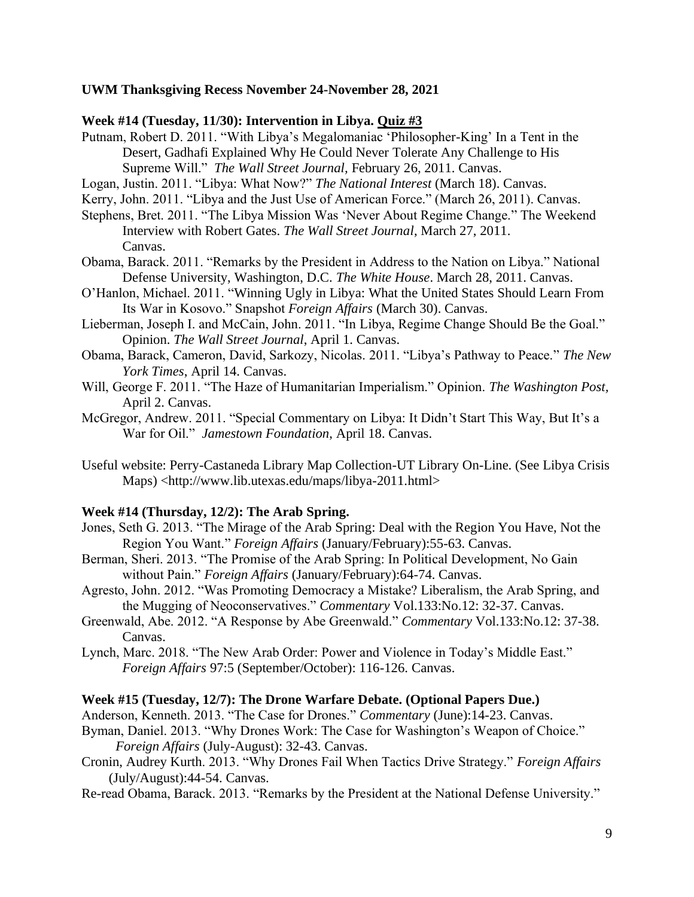**UWM Thanksgiving Recess November 24-November 28, 2021**

**Week #14 (Tuesday, 11/30): Intervention in Libya. Quiz #3**

Putnam, Robert D. 2011. "With Libya's Megalomaniac 'Philosopher-King' In a Tent in the Desert, Gadhafi Explained Why He Could Never Tolerate Any Challenge to His Supreme Will." *The Wall Street Journal,* February 26, 2011. Canvas.

Logan, Justin. 2011. "Libya: What Now?" *The National Interest* (March 18). Canvas.

Kerry, John. 2011. "Libya and the Just Use of American Force." (March 26, 2011). Canvas.

Stephens, Bret. 2011. "The Libya Mission Was 'Never About Regime Change." The Weekend Interview with Robert Gates. *The Wall Street Journal*, March 27, 2011. Canvas.

Obama, Barack. 2011. "Remarks by the President in Address to the Nation on Libya." National Defense University, Washington, D.C. *The White House*. March 28, 2011. Canvas.

O'Hanlon, Michael. 2011. "Winning Ugly in Libya: What the United States Should Learn From Its War in Kosovo." Snapshot *Foreign Affairs* (March 30). Canvas.

Lieberman, Joseph I. and McCain, John. 2011. "In Libya, Regime Change Should Be the Goal." Opinion. *The Wall Street Journal*, April 1. Canvas.

Obama, Barack, Cameron, David, Sarkozy, Nicolas. 2011. "Libya's Pathway to Peace." *The New York Times*, April 14. Canvas.

Will, George F. 2011. "The Haze of Humanitarian Imperialism." Opinion. *The Washington Post,* April 2. Canvas.

McGregor, Andrew. 2011. "Special Commentary on Libya: It Didn't Start This Way, But It's a War for Oil." *Jamestown Foundation*, April 18. Canvas.

Useful website: Perry-Castaneda Library Map Collection-UT Library On-Line. (See Libya Crisis Maps) <http://www.lib.utexas.edu/maps/libya-2011.html>

**Week #14 (Thursday, 12/2): The Arab Spring.**

Jones, Seth G. 2013. "The Mirage of the Arab Spring: Deal with the Region You Have, Not the Region You Want." *Foreign Affairs* (January/February):55-63. Canvas.

Berman, Sheri. 2013. "The Promise of the Arab Spring: In Political Development, No Gain without Pain." *Foreign Affairs* (January/February):64-74. Canvas.

Agresto, John. 2012. "Was Promoting Democracy a Mistake? Liberalism, the Arab Spring, and the Mugging of Neoconservatives." *Commentary* Vol.133:No.12: 32-37. Canvas.

Greenwald, Abe. 2012. "A Response by Abe Greenwald." *Commentary* Vol.133:No.12: 37-38. Canvas.

Lynch, Marc. 2018. "The New Arab Order: Power and Violence in Today's Middle East." *Foreign Affairs* 97:5 (September/October): 116-126. Canvas.

**Week #15 (Tuesday, 12/7): The Drone Warfare Debate. (Optional Papers Due.)**

Anderson, Kenneth. 2013. "The Case for Drones." *Commentary* (June):14-23. Canvas.

Byman, Daniel. 2013. "Why Drones Work: The Case for Washington's Weapon of Choice." *Foreign Affairs* (July-August): 32-43. Canvas.

Cronin, Audrey Kurth. 2013. "Why Drones Fail When Tactics Drive Strategy." *Foreign Affairs* (July/August):44-54. Canvas.

Re-read Obama, Barack. 2013. "Remarks by the President at the National Defense University."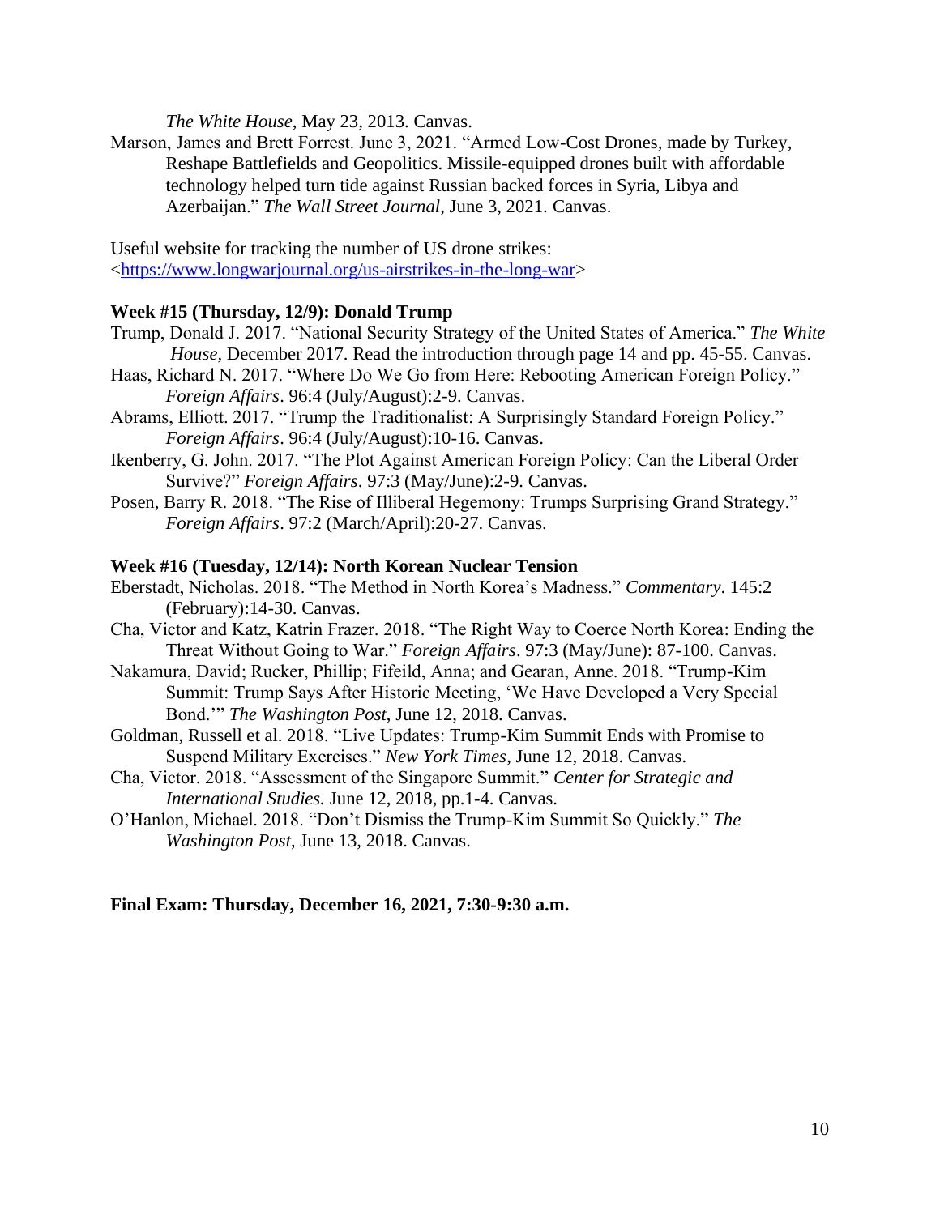*The White House*, May 23, 2013. Canvas.

Marson, James and Brett Forrest. June 3, 2021. "Armed Low-Cost Drones, made by Turkey, Reshape Battlefields and Geopolitics. Missile-equipped drones built with affordable technology helped turn tide against Russian backed forces in Syria, Libya and Azerbaijan." *The Wall Street Journal*, June 3, 2021. Canvas.

Useful website for tracking the number of US drone strikes: <https://www.longwarjournal.org/us-airstrikes-in-the-long-war>

**Week #15 (Thursday, 12/9): Donald Trump**

Trump, Donald J. 2017. "National Security Strategy of the United States of America." *The White House,* December 2017. Read the introduction through page 14 and pp. 45-55. Canvas.

Haas, Richard N. 2017. "Where Do We Go from Here: Rebooting American Foreign Policy." *Foreign Affairs*. 96:4 (July/August):2-9. Canvas.

Abrams, Elliott. 2017. "Trump the Traditionalist: A Surprisingly Standard Foreign Policy." *Foreign Affairs*. 96:4 (July/August):10-16. Canvas.

Ikenberry, G. John. 2017. "The Plot Against American Foreign Policy: Can the Liberal Order Survive?" *Foreign Affairs*. 97:3 (May/June):2-9. Canvas.

Posen, Barry R. 2018. "The Rise of Illiberal Hegemony: Trumps Surprising Grand Strategy." *Foreign Affairs*. 97:2 (March/April):20-27. Canvas.

**Week #16 (Tuesday, 12/14): North Korean Nuclear Tension**

Eberstadt, Nicholas. 2018. "The Method in North Korea's Madness." *Commentary*. 145:2 (February):14-30. Canvas.

Cha, Victor and Katz, Katrin Frazer. 2018. "The Right Way to Coerce North Korea: Ending the Threat Without Going to War." *Foreign Affairs*. 97:3 (May/June): 87-100. Canvas.

Nakamura, David; Rucker, Phillip; Fifeild, Anna; and Gearan, Anne. 2018. "Trump-Kim Summit: Trump Says After Historic Meeting, 'We Have Developed a Very Special Bond.'" *The Washington Post*, June 12, 2018. Canvas.

Goldman, Russell et al. 2018. "Live Updates: Trump-Kim Summit Ends with Promise to Suspend Military Exercises." *New York Times*, June 12, 2018. Canvas.

Cha, Victor. 2018. "Assessment of the Singapore Summit." *Center for Strategic and International Studies.* June 12, 2018, pp.1-4. Canvas.

O'Hanlon, Michael. 2018. "Don't Dismiss the Trump-Kim Summit So Quickly." *The Washington Post*, June 13, 2018. Canvas.

**Final Exam: Thursday, December 16, 2021, 7:30-9:30 a.m.**